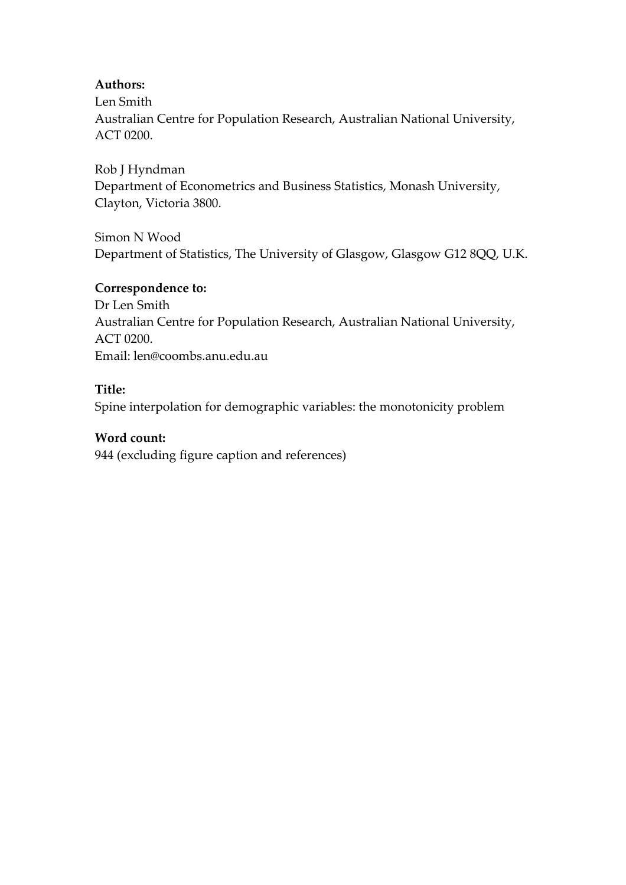**Authors:**
Len Smith
Australian Centre for Population Research, Australian National University, ACT 0200.

Rob J Hyndman
Department of Econometrics and Business Statistics, Monash University, Clayton, Victoria 3800.

Simon N Wood
Department of Statistics, The University of Glasgow, Glasgow G12 8QQ, U.K.

**Correspondence to:**
Dr Len Smith
Australian Centre for Population Research, Australian National University, ACT 0200.
Email: len@coombs.anu.edu.au

**Title:**
Spine interpolation for demographic variables: the monotonicity problem

**Word count:**
944 (excluding figure caption and references)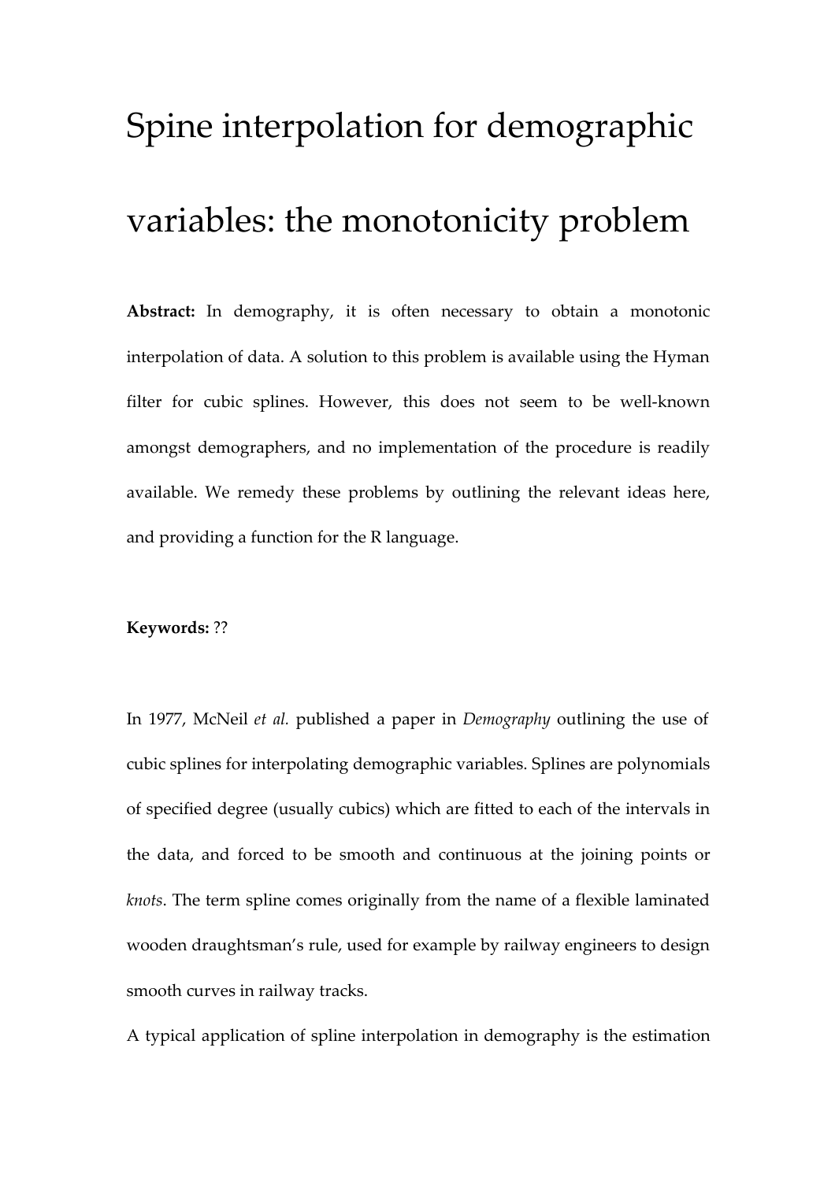# Spine interpolation for demographic variables: the monotonicity problem

**Abstract:** In demography, it is often necessary to obtain a monotonic interpolation of data. A solution to this problem is available using the Hyman filter for cubic splines. However, this does not seem to be well-known amongst demographers, and no implementation of the procedure is readily available. We remedy these problems by outlining the relevant ideas here, and providing a function for the R language.

**Keywords:** ??

In 1977, McNeil *et al.* published a paper in *Demography* outlining the use of cubic splines for interpolating demographic variables. Splines are polynomials of specified degree (usually cubics) which are fitted to each of the intervals in the data, and forced to be smooth and continuous at the joining points or *knots*. The term spline comes originally from the name of a flexible laminated wooden draughtsman's rule, used for example by railway engineers to design smooth curves in railway tracks.

A typical application of spline interpolation in demography is the estimation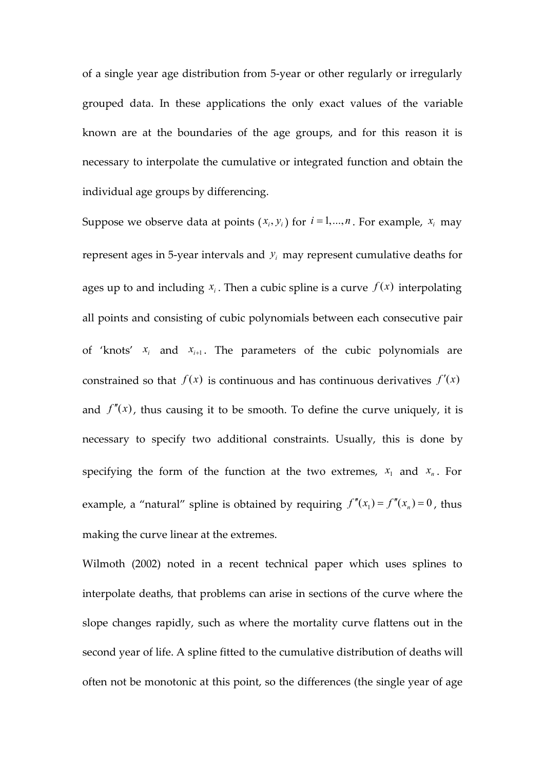of a single year age distribution from 5-year or other regularly or irregularly grouped data. In these applications the only exact values of the variable known are at the boundaries of the age groups, and for this reason it is necessary to interpolate the cumulative or integrated function and obtain the individual age groups by differencing.

Suppose we observe data at points $(x_i, y_i)$ for $i = 1,...,n$. For example, $x_i$ may represent ages in 5-year intervals and $y_i$ may represent cumulative deaths for ages up to and including $x_i$. Then a cubic spline is a curve $f(x)$ interpolating all points and consisting of cubic polynomials between each consecutive pair of 'knots' $x_i$ and $x_{i+1}$. The parameters of the cubic polynomials are constrained so that $f(x)$ is continuous and has continuous derivatives $f'(x)$ and $f''(x)$, thus causing it to be smooth. To define the curve uniquely, it is necessary to specify two additional constraints. Usually, this is done by specifying the form of the function at the two extremes, $x_1$ and $x_n$. For example, a "natural" spline is obtained by requiring $f''(x_1) = f''(x_n) = 0$, thus making the curve linear at the extremes.

Wilmoth (2002) noted in a recent technical paper which uses splines to interpolate deaths, that problems can arise in sections of the curve where the slope changes rapidly, such as where the mortality curve flattens out in the second year of life. A spline fitted to the cumulative distribution of deaths will often not be monotonic at this point, so the differences (the single year of age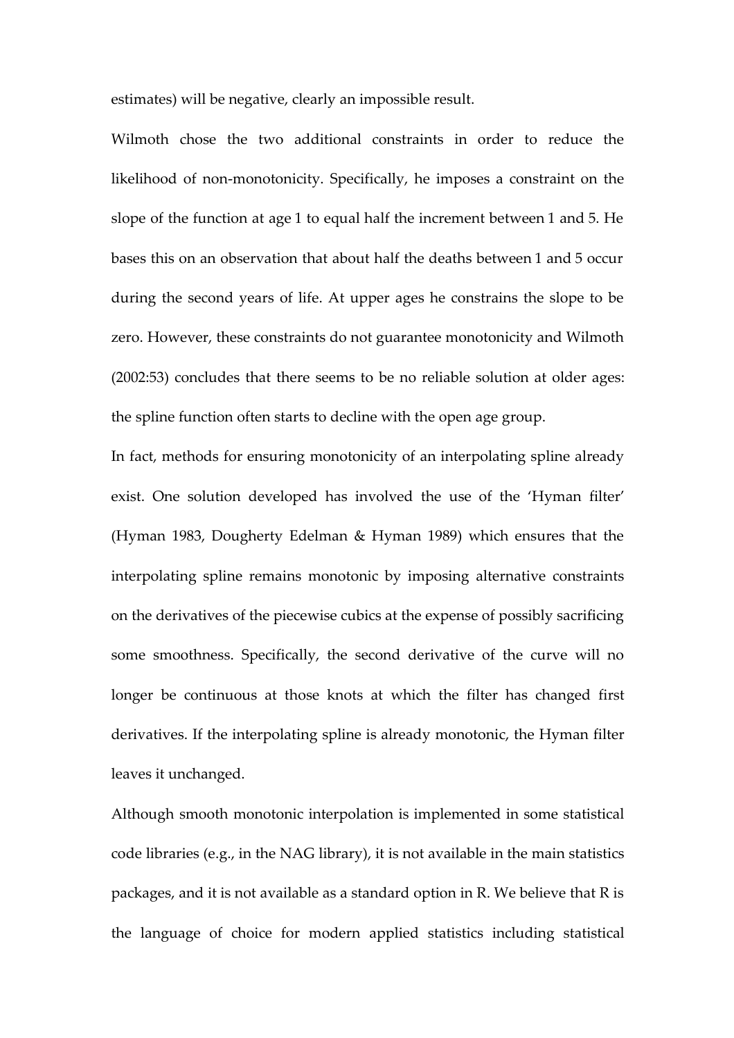estimates) will be negative, clearly an impossible result.

Wilmoth chose the two additional constraints in order to reduce the likelihood of non-monotonicity. Specifically, he imposes a constraint on the slope of the function at age 1 to equal half the increment between 1 and 5. He bases this on an observation that about half the deaths between 1 and 5 occur during the second years of life. At upper ages he constrains the slope to be zero. However, these constraints do not guarantee monotonicity and Wilmoth (2002:53) concludes that there seems to be no reliable solution at older ages: the spline function often starts to decline with the open age group.

In fact, methods for ensuring monotonicity of an interpolating spline already exist. One solution developed has involved the use of the 'Hyman filter' (Hyman 1983, Dougherty Edelman & Hyman 1989) which ensures that the interpolating spline remains monotonic by imposing alternative constraints on the derivatives of the piecewise cubics at the expense of possibly sacrificing some smoothness. Specifically, the second derivative of the curve will no longer be continuous at those knots at which the filter has changed first derivatives. If the interpolating spline is already monotonic, the Hyman filter leaves it unchanged.

Although smooth monotonic interpolation is implemented in some statistical code libraries (e.g., in the NAG library), it is not available in the main statistics packages, and it is not available as a standard option in R. We believe that R is the language of choice for modern applied statistics including statistical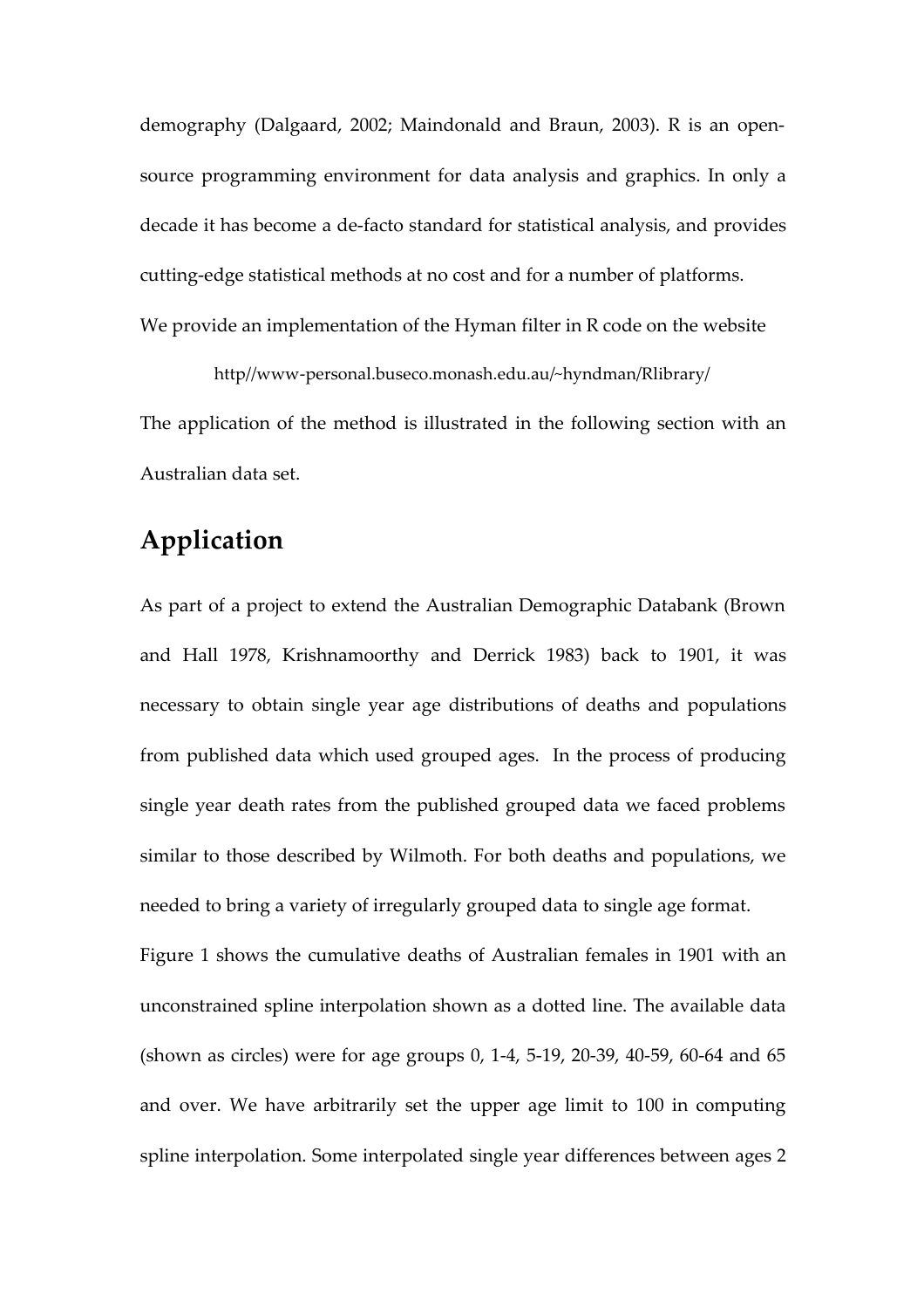demography (Dalgaard, 2002; Maindonald and Braun, 2003). R is an open-source programming environment for data analysis and graphics. In only a decade it has become a de-facto standard for statistical analysis, and provides cutting-edge statistical methods at no cost and for a number of platforms.

We provide an implementation of the Hyman filter in R code on the website

http//www-personal.buseco.monash.edu.au/~hyndman/Rlibrary/

The application of the method is illustrated in the following section with an Australian data set.

## Application

As part of a project to extend the Australian Demographic Databank (Brown and Hall 1978, Krishnamoorthy and Derrick 1983) back to 1901, it was necessary to obtain single year age distributions of deaths and populations from published data which used grouped ages. In the process of producing single year death rates from the published grouped data we faced problems similar to those described by Wilmoth. For both deaths and populations, we needed to bring a variety of irregularly grouped data to single age format.

Figure 1 shows the cumulative deaths of Australian females in 1901 with an unconstrained spline interpolation shown as a dotted line. The available data (shown as circles) were for age groups 0, 1-4, 5-19, 20-39, 40-59, 60-64 and 65 and over. We have arbitrarily set the upper age limit to 100 in computing spline interpolation. Some interpolated single year differences between ages 2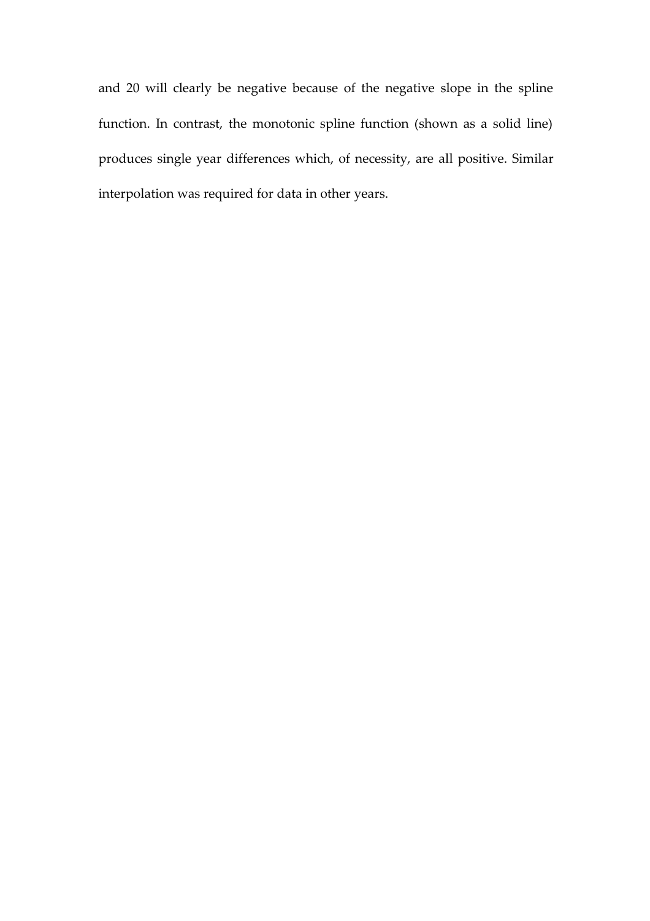and 20 will clearly be negative because of the negative slope in the spline function. In contrast, the monotonic spline function (shown as a solid line) produces single year differences which, of necessity, are all positive. Similar interpolation was required for data in other years.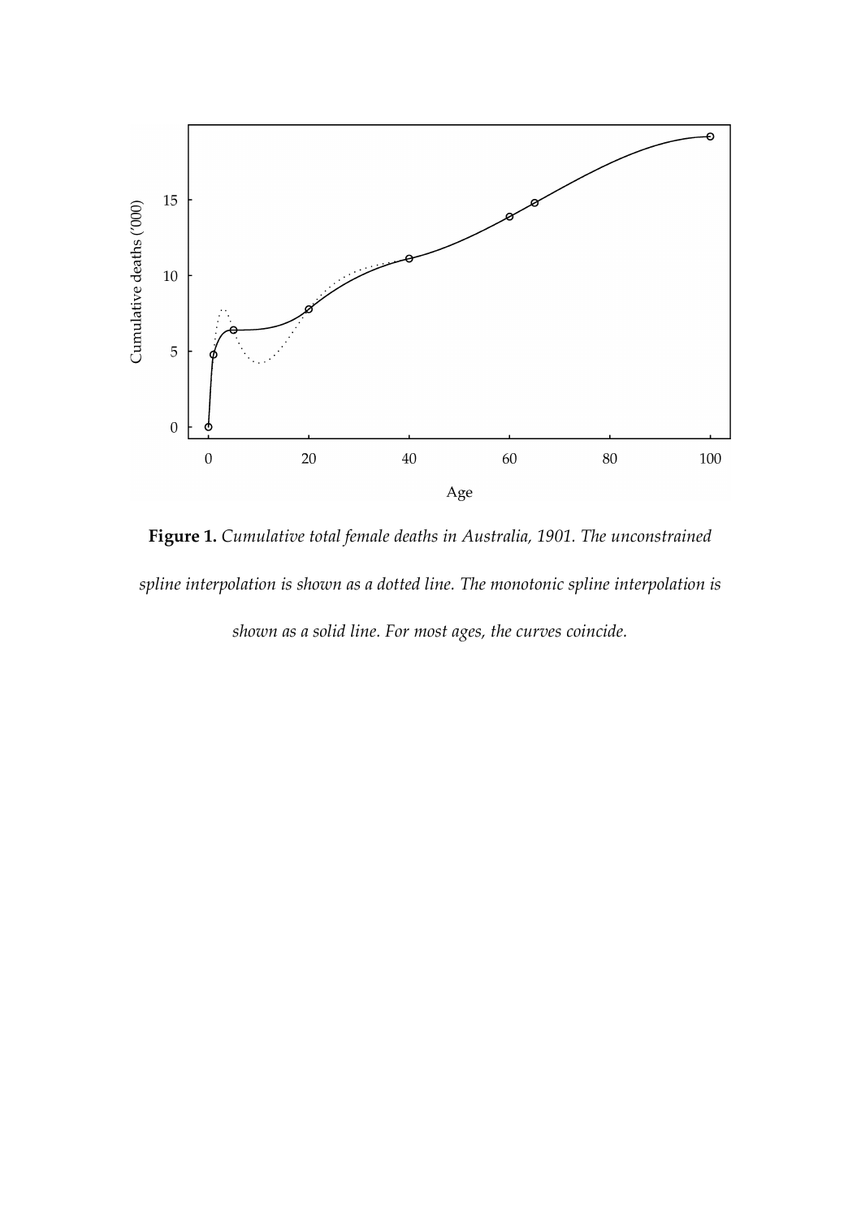**Figure 1.** *Cumulative total female deaths in Australia, 1901. The unconstrained spline interpolation is shown as a dotted line. The monotonic spline interpolation is shown as a solid line. For most ages, the curves coincide.*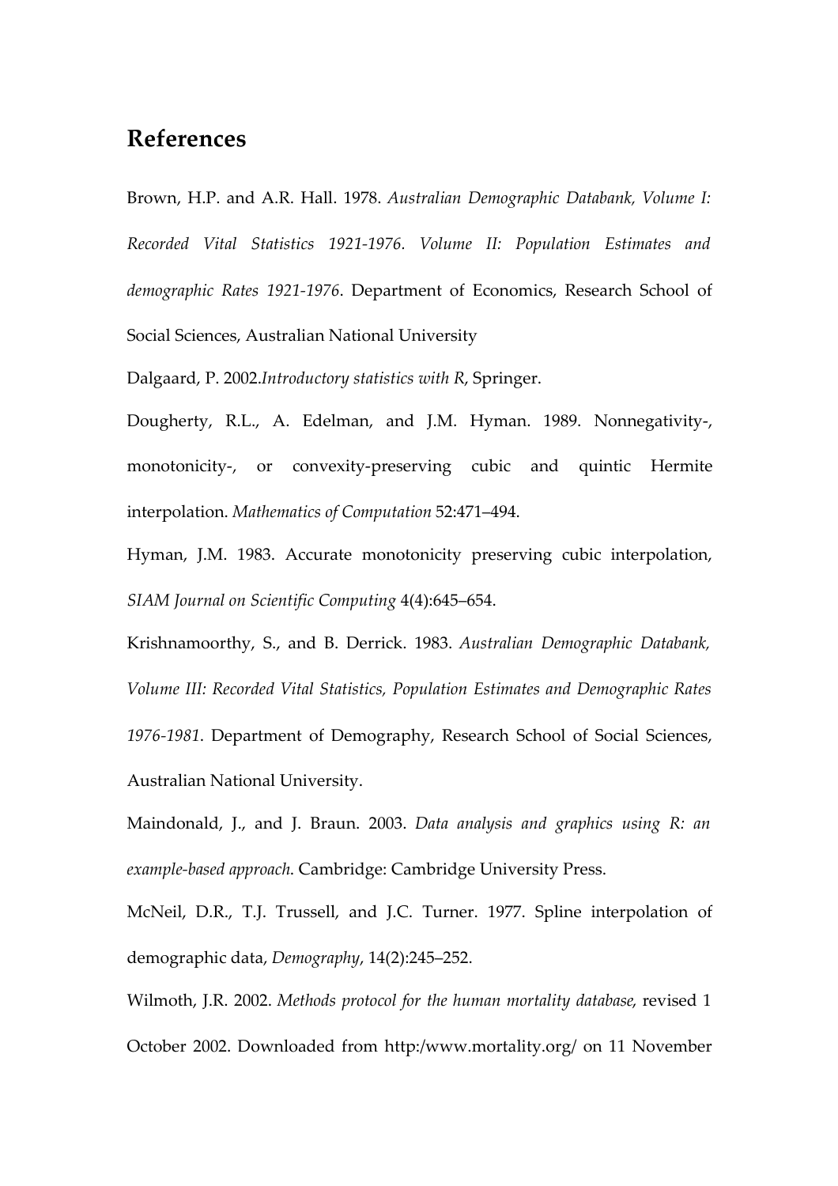## References

Brown, H.P. and A.R. Hall. 1978. *Australian Demographic Databank, Volume I: Recorded Vital Statistics 1921-1976. Volume II: Population Estimates and demographic Rates 1921-1976*. Department of Economics, Research School of Social Sciences, Australian National University

Dalgaard, P. 2002.*Introductory statistics with R*, Springer.

Dougherty, R.L., A. Edelman, and J.M. Hyman. 1989. Nonnegativity-, monotonicity-, or convexity-preserving cubic and quintic Hermite interpolation. *Mathematics of Computation* 52:471–494.

Hyman, J.M. 1983. Accurate monotonicity preserving cubic interpolation, *SIAM Journal on Scientific Computing* 4(4):645–654.

Krishnamoorthy, S., and B. Derrick. 1983. *Australian Demographic Databank, Volume III: Recorded Vital Statistics, Population Estimates and Demographic Rates 1976-1981*. Department of Demography, Research School of Social Sciences, Australian National University.

Maindonald, J., and J. Braun. 2003. *Data analysis and graphics using R: an example-based approach*. Cambridge: Cambridge University Press.

McNeil, D.R., T.J. Trussell, and J.C. Turner. 1977. Spline interpolation of demographic data, *Demography*, 14(2):245–252.

Wilmoth, J.R. 2002. *Methods protocol for the human mortality database*, revised 1 October 2002. Downloaded from http:/www.mortality.org/ on 11 November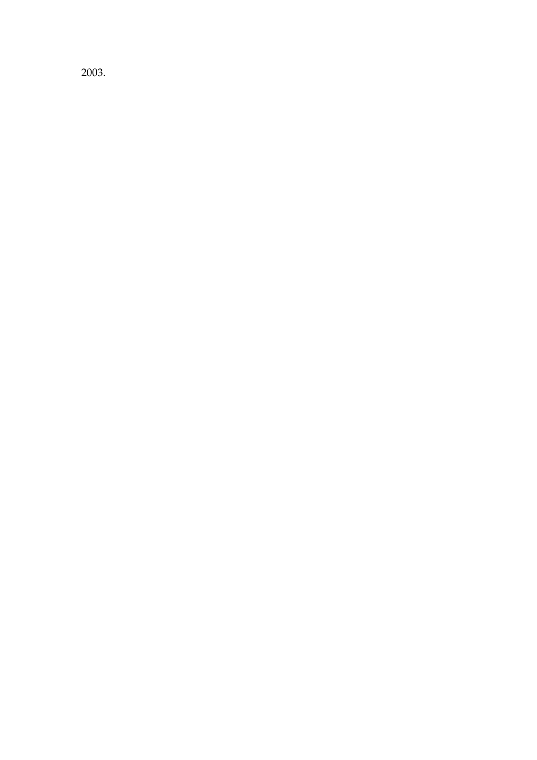2003.